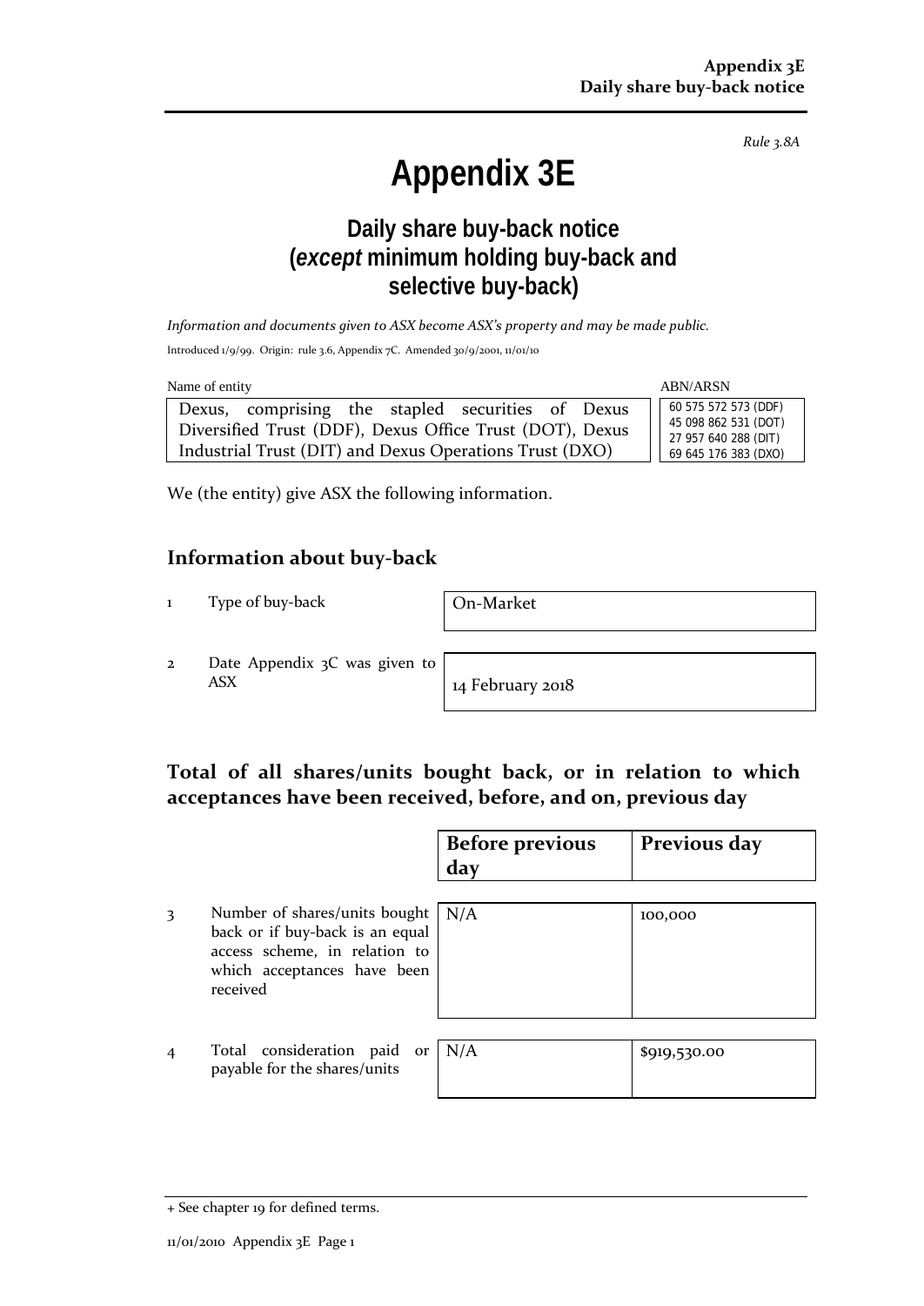*Rule 3.8A*

# Appendix 3E

## Daily share buy-back notice (*except* minimum holding buy-back and selective buy-back)

*Information and documents given to ASX become ASX's property and may be made public.*

Introduced 1/9/99. Origin: rule 3.6, Appendix 7C. Amended 30/9/2001, 11/01/10

| Name of entity | ABN/ARSN |
|---|---|
| Dexus, comprising the stapled securities of Dexus Diversified Trust (DDF), Dexus Office Trust (DOT), Dexus Industrial Trust (DIT) and Dexus Operations Trust (DXO) | 60 575 572 573 (DDF)<br>45 098 862 531 (DOT)<br>27 957 640 288 (DIT)<br>69 645 176 383 (DXO) |

We (the entity) give ASX the following information.

## Information about buy-back

| | | |
|---|---|---|
| 1 | Type of buy-back | On-Market |
| 2 | Date Appendix 3C was given to ASX | 14 February 2018 |

## Total of all shares/units bought back, or in relation to which acceptances have been received, before, and on, previous day

| | | Before previous day | Previous day |
|---|---|---|---|
| 3 | Number of shares/units bought back or if buy-back is an equal access scheme, in relation to which acceptances have been received | N/A | 100,000 |
| 4 | Total consideration paid or payable for the shares/units | N/A | $919,530.00 |

+ See chapter 19 for defined terms.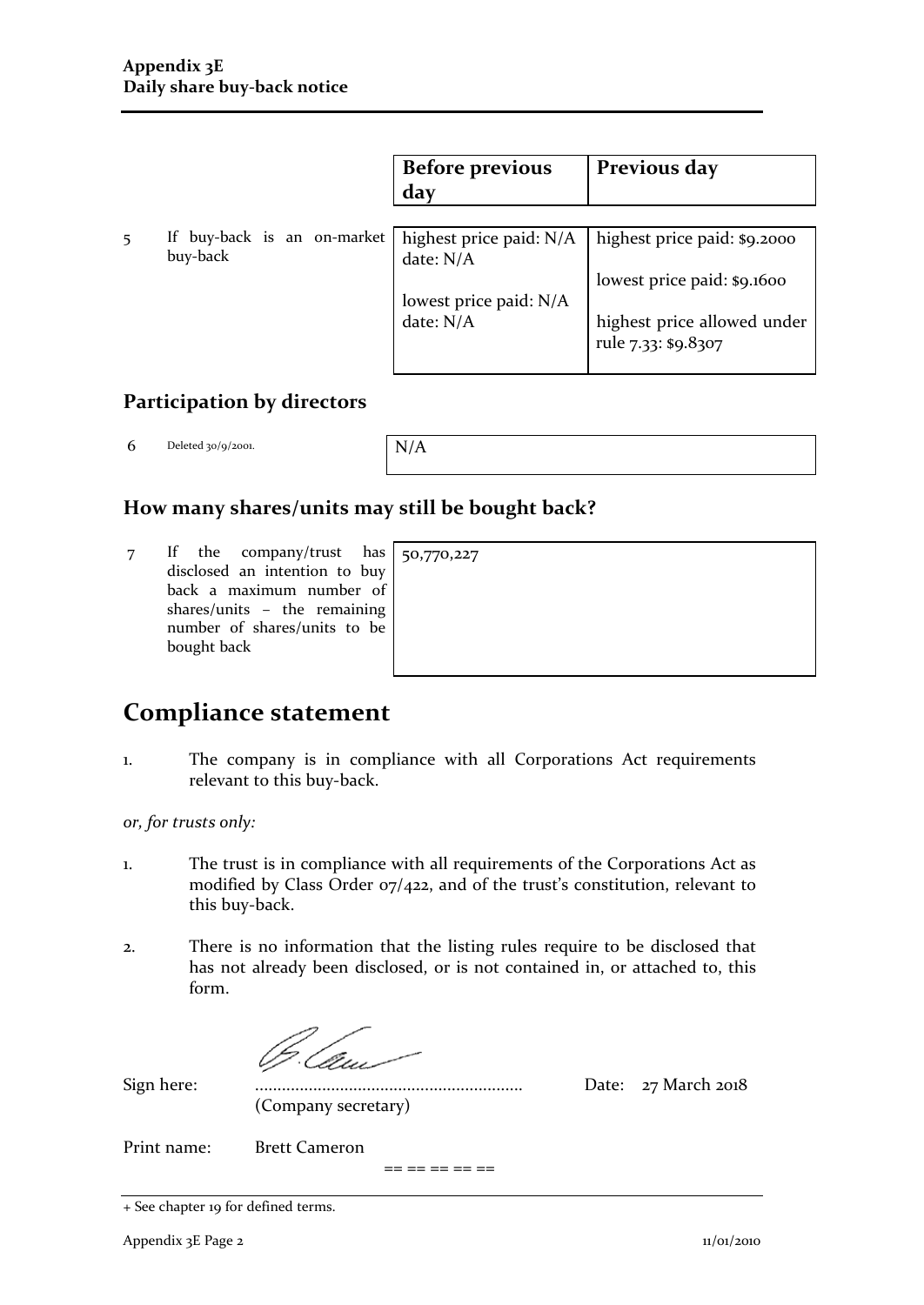**Appendix 3E**
**Daily share buy-back notice**

| | | Before previous day | Previous day |
|---|---|---|---|
| 5 | If buy-back is an on-market buy-back | highest price paid: N/A<br>date: N/A<br><br>lowest price paid: N/A<br>date: N/A | highest price paid: $9.2000<br><br>lowest price paid: $9.1600<br><br>highest price allowed under rule 7.33: $9.8307 |

## Participation by directors

| | | |
|---|---|---|
| 6 | Deleted 30/9/2001. | N/A |

## How many shares/units may still be bought back?

| | | |
|---|---|---|
| 7 | If the company/trust has disclosed an intention to buy back a maximum number of shares/units – the remaining number of shares/units to be bought back | 50,770,227 |

# Compliance statement

1. The company is in compliance with all Corporations Act requirements relevant to this buy-back.

*or, for trusts only:*

1. The trust is in compliance with all requirements of the Corporations Act as modified by Class Order 07/422, and of the trust's constitution, relevant to this buy-back.

2. There is no information that the listing rules require to be disclosed that has not already been disclosed, or is not contained in, or attached to, this form.

Sign here: ............................................................ (Company secretary) Date: 27 March 2018

Print name: Brett Cameron

== == == == ==

+ See chapter 19 for defined terms.